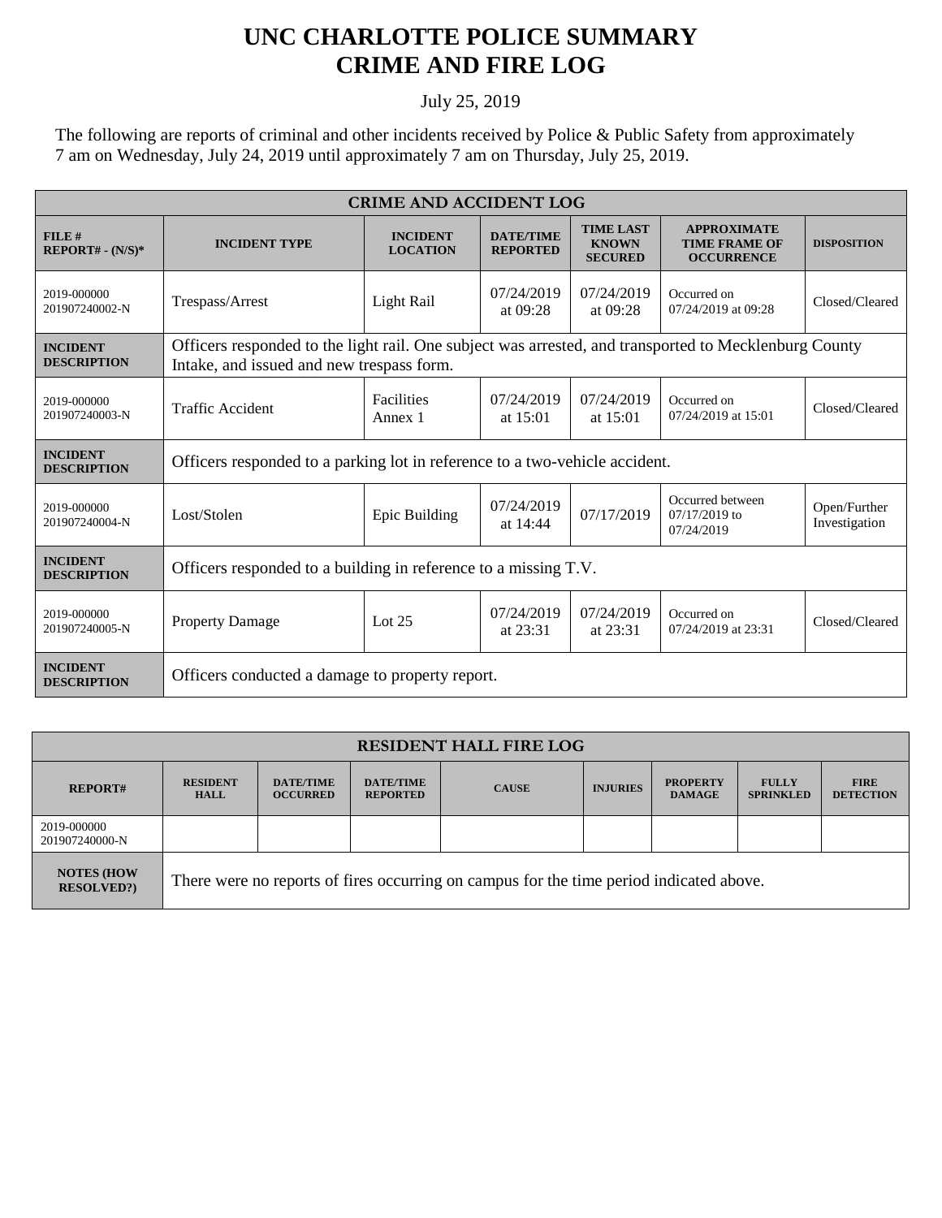# UNC CHARLOTTE POLICE SUMMARY
# CRIME AND FIRE LOG

July 25, 2019

The following are reports of criminal and other incidents received by Police & Public Safety from approximately 7 am on Wednesday, July 24, 2019 until approximately 7 am on Thursday, July 25, 2019.

| CRIME AND ACCIDENT LOG | | | | | | |
|---|---|---|---|---|---|---|
| **FILE # REPORT# - (N/S)*** | **INCIDENT TYPE** | **INCIDENT LOCATION** | **DATE/TIME REPORTED** | **TIME LAST KNOWN SECURED** | **APPROXIMATE TIME FRAME OF OCCURRENCE** | **DISPOSITION** |
| 2019-000000 201907240002-N | Trespass/Arrest | Light Rail | 07/24/2019 at 09:28 | 07/24/2019 at 09:28 | Occurred on 07/24/2019 at 09:28 | Closed/Cleared |
| **INCIDENT DESCRIPTION** | Officers responded to the light rail. One subject was arrested, and transported to Mecklenburg County Intake, and issued and new trespass form. | | | | | |
| 2019-000000 201907240003-N | Traffic Accident | Facilities Annex 1 | 07/24/2019 at 15:01 | 07/24/2019 at 15:01 | Occurred on 07/24/2019 at 15:01 | Closed/Cleared |
| **INCIDENT DESCRIPTION** | Officers responded to a parking lot in reference to a two-vehicle accident. | | | | | |
| 2019-000000 201907240004-N | Lost/Stolen | Epic Building | 07/24/2019 at 14:44 | 07/17/2019 | Occurred between 07/17/2019 to 07/24/2019 | Open/Further Investigation |
| **INCIDENT DESCRIPTION** | Officers responded to a building in reference to a missing T.V. | | | | | |
| 2019-000000 201907240005-N | Property Damage | Lot 25 | 07/24/2019 at 23:31 | 07/24/2019 at 23:31 | Occurred on 07/24/2019 at 23:31 | Closed/Cleared |
| **INCIDENT DESCRIPTION** | Officers conducted a damage to property report. | | | | | |

| RESIDENT HALL FIRE LOG | | | | | | | | |
|---|---|---|---|---|---|---|---|---|
| **REPORT#** | **RESIDENT HALL** | **DATE/TIME OCCURRED** | **DATE/TIME REPORTED** | **CAUSE** | **INJURIES** | **PROPERTY DAMAGE** | **FULLY SPRINKLED** | **FIRE DETECTION** |
| 2019-000000 201907240000-N | | | | | | | | |
| **NOTES (HOW RESOLVED?)** | There were no reports of fires occurring on campus for the time period indicated above. | | | | | | | |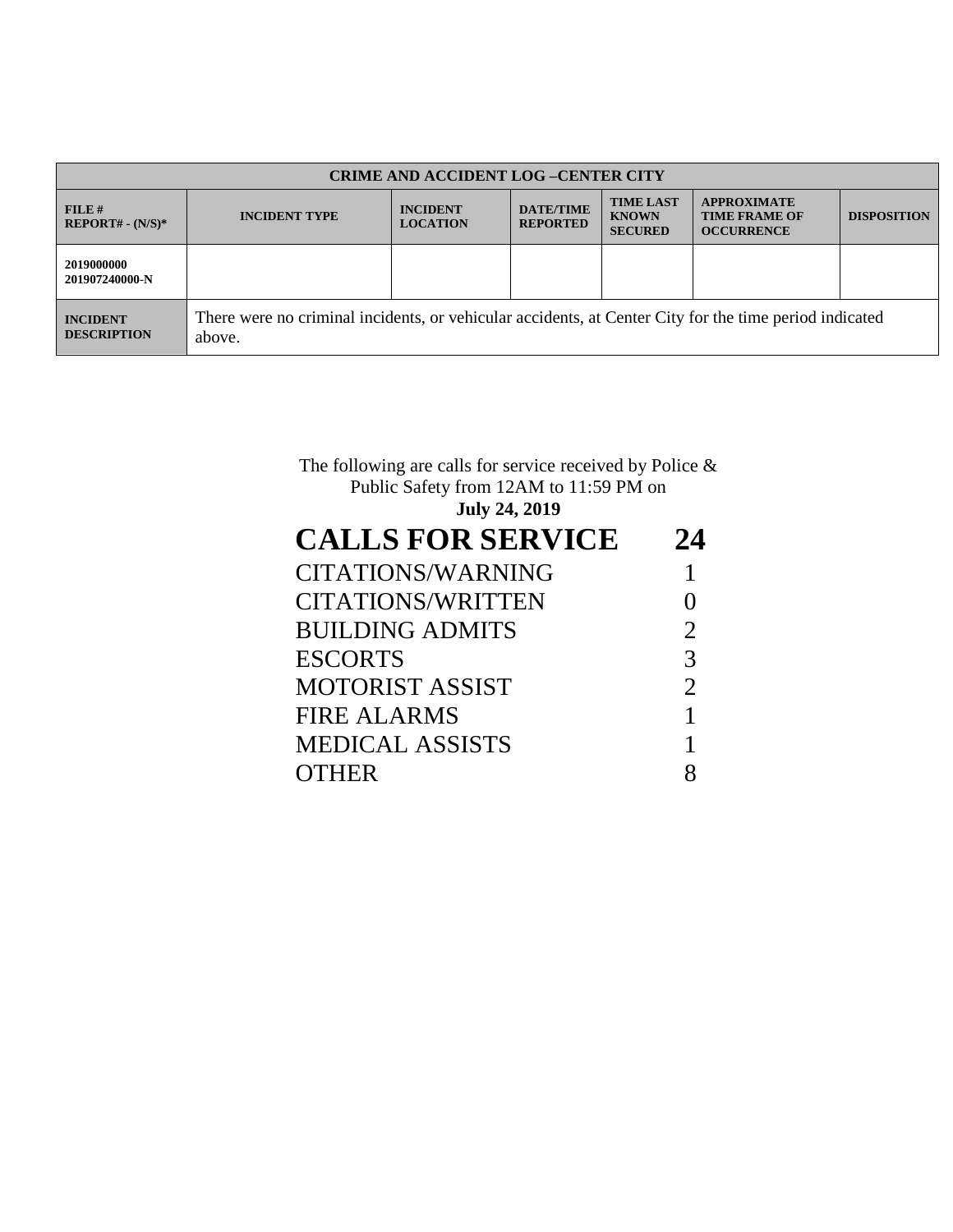| CRIME AND ACCIDENT LOG –CENTER CITY | | | | | | |
|---|---|---|---|---|---|---|
| **FILE # REPORT# - (N/S)*** | **INCIDENT TYPE** | **INCIDENT LOCATION** | **DATE/TIME REPORTED** | **TIME LAST KNOWN SECURED** | **APPROXIMATE TIME FRAME OF OCCURRENCE** | **DISPOSITION** |
| **2019000000 201907240000-N** | | | | | | |
| **INCIDENT DESCRIPTION** | There were no criminal incidents, or vehicular accidents, at Center City for the time period indicated above. | | | | | |

The following are calls for service received by Police & Public Safety from 12AM to 11:59 PM on

**July 24, 2019**

| | |
|---|---|
| **CALLS FOR SERVICE** | **24** |
| CITATIONS/WARNING | 1 |
| CITATIONS/WRITTEN | 0 |
| BUILDING ADMITS | 2 |
| ESCORTS | 3 |
| MOTORIST ASSIST | 2 |
| FIRE ALARMS | 1 |
| MEDICAL ASSISTS | 1 |
| OTHER | 8 |